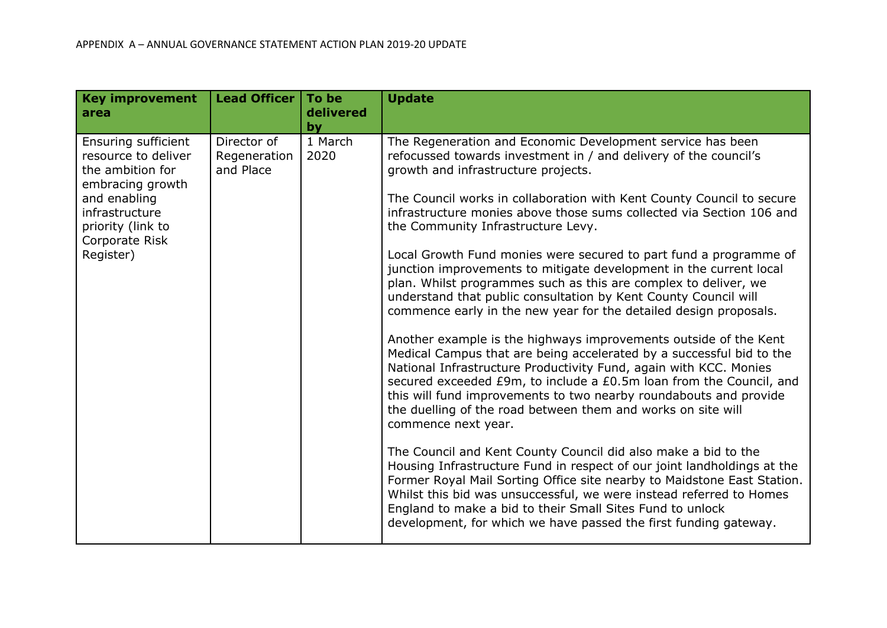APPENDIX A – ANNUAL GOVERNANCE STATEMENT ACTION PLAN 2019-20 UPDATE

| Key improvement area | Lead Officer | To be delivered by | Update |
|---|---|---|---|
| Ensuring sufficient resource to deliver the ambition for embracing growth and enabling infrastructure priority (link to Corporate Risk Register) | Director of Regeneration and Place | 1 March 2020 | The Regeneration and Economic Development service has been refocussed towards investment in / and delivery of the council's growth and infrastructure projects.<br><br>The Council works in collaboration with Kent County Council to secure infrastructure monies above those sums collected via Section 106 and the Community Infrastructure Levy.<br><br>Local Growth Fund monies were secured to part fund a programme of junction improvements to mitigate development in the current local plan. Whilst programmes such as this are complex to deliver, we understand that public consultation by Kent County Council will commence early in the new year for the detailed design proposals.<br><br>Another example is the highways improvements outside of the Kent Medical Campus that are being accelerated by a successful bid to the National Infrastructure Productivity Fund, again with KCC. Monies secured exceeded £9m, to include a £0.5m loan from the Council, and this will fund improvements to two nearby roundabouts and provide the duelling of the road between them and works on site will commence next year.<br><br>The Council and Kent County Council did also make a bid to the Housing Infrastructure Fund in respect of our joint landholdings at the Former Royal Mail Sorting Office site nearby to Maidstone East Station. Whilst this bid was unsuccessful, we were instead referred to Homes England to make a bid to their Small Sites Fund to unlock development, for which we have passed the first funding gateway. |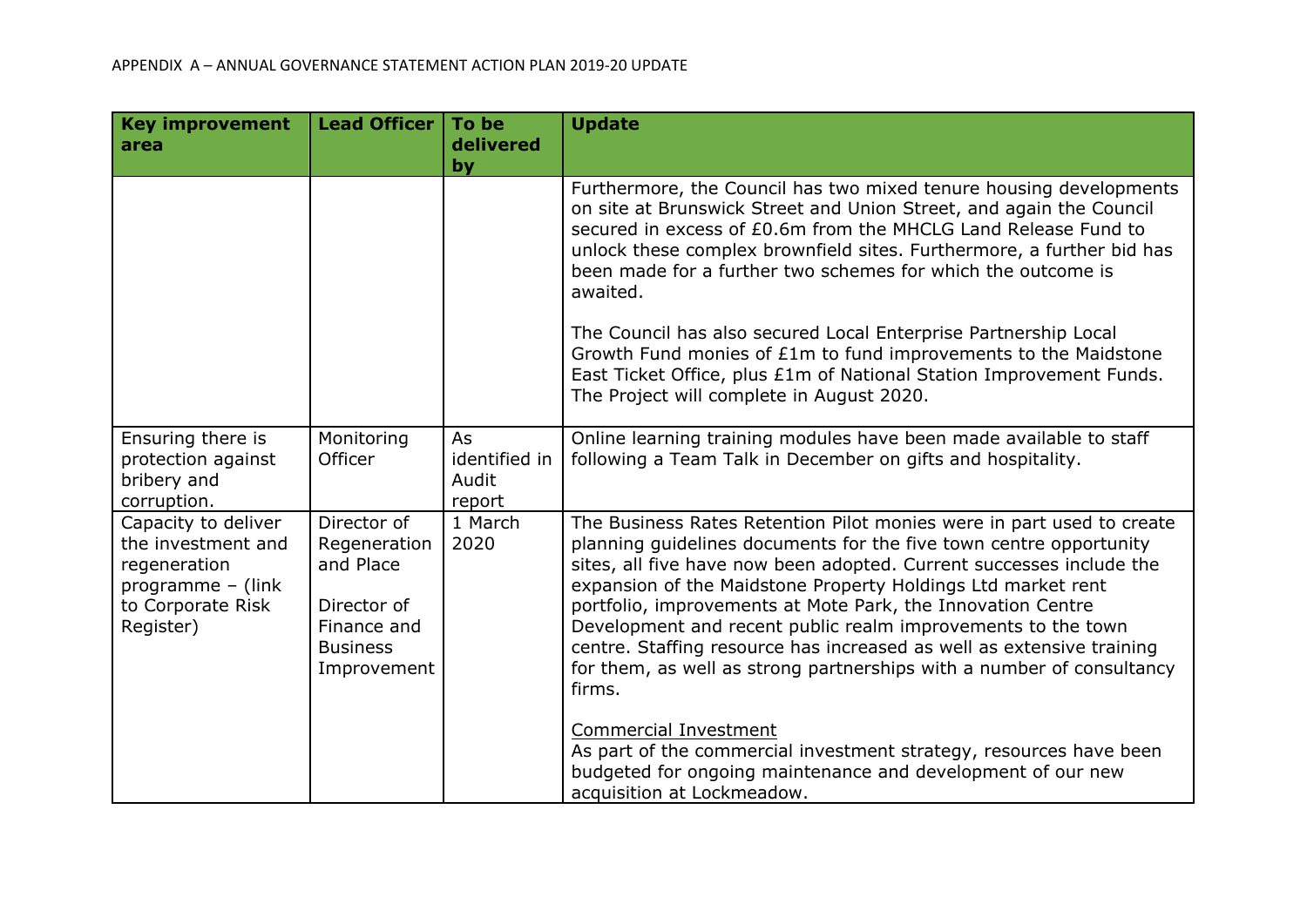APPENDIX A – ANNUAL GOVERNANCE STATEMENT ACTION PLAN 2019-20 UPDATE

| Key improvement area | Lead Officer | To be delivered by | Update |
|---|---|---|---|
| | | | Furthermore, the Council has two mixed tenure housing developments on site at Brunswick Street and Union Street, and again the Council secured in excess of £0.6m from the MHCLG Land Release Fund to unlock these complex brownfield sites. Furthermore, a further bid has been made for a further two schemes for which the outcome is awaited.<br><br>The Council has also secured Local Enterprise Partnership Local Growth Fund monies of £1m to fund improvements to the Maidstone East Ticket Office, plus £1m of National Station Improvement Funds. The Project will complete in August 2020. |
| Ensuring there is protection against bribery and corruption. | Monitoring Officer | As identified in Audit report | Online learning training modules have been made available to staff following a Team Talk in December on gifts and hospitality. |
| Capacity to deliver the investment and regeneration programme – (link to Corporate Risk Register) | Director of Regeneration and Place<br><br>Director of Finance and Business Improvement | 1 March 2020 | The Business Rates Retention Pilot monies were in part used to create planning guidelines documents for the five town centre opportunity sites, all five have now been adopted. Current successes include the expansion of the Maidstone Property Holdings Ltd market rent portfolio, improvements at Mote Park, the Innovation Centre Development and recent public realm improvements to the town centre. Staffing resource has increased as well as extensive training for them, as well as strong partnerships with a number of consultancy firms.<br><br>Commercial Investment<br>As part of the commercial investment strategy, resources have been budgeted for ongoing maintenance and development of our new acquisition at Lockmeadow. |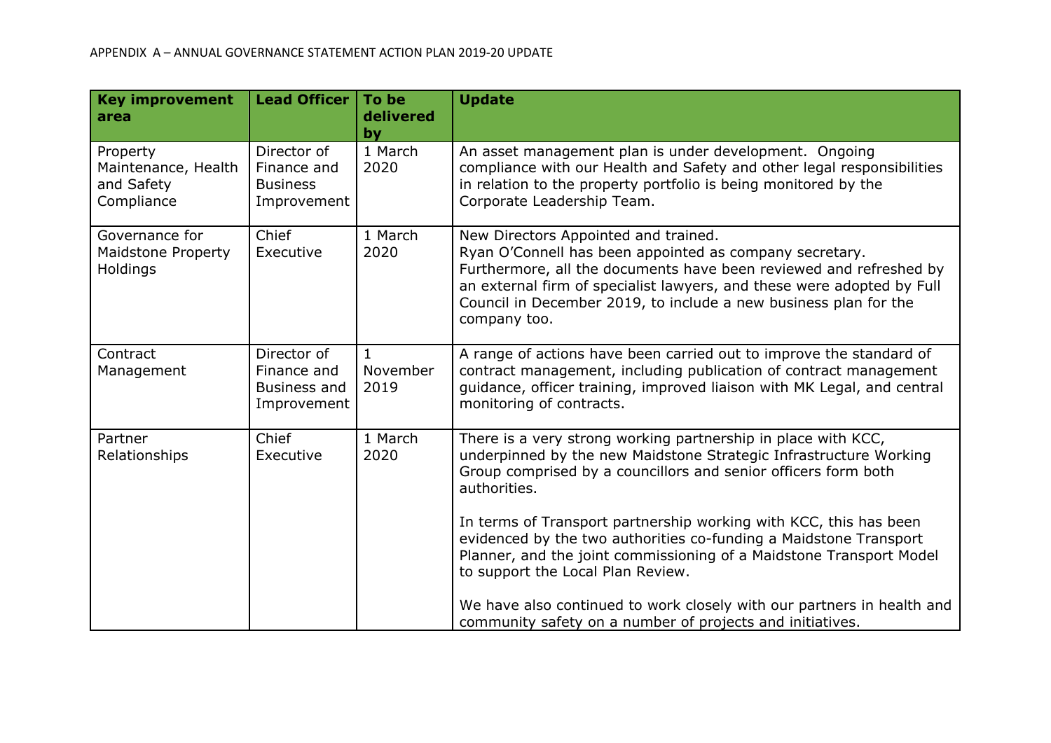APPENDIX A – ANNUAL GOVERNANCE STATEMENT ACTION PLAN 2019-20 UPDATE

| Key improvement area | Lead Officer | To be delivered by | Update |
|---|---|---|---|
| Property Maintenance, Health and Safety Compliance | Director of Finance and Business Improvement | 1 March 2020 | An asset management plan is under development. Ongoing compliance with our Health and Safety and other legal responsibilities in relation to the property portfolio is being monitored by the Corporate Leadership Team. |
| Governance for Maidstone Property Holdings | Chief Executive | 1 March 2020 | New Directors Appointed and trained.<br>Ryan O'Connell has been appointed as company secretary. Furthermore, all the documents have been reviewed and refreshed by an external firm of specialist lawyers, and these were adopted by Full Council in December 2019, to include a new business plan for the company too. |
| Contract Management | Director of Finance and Business and Improvement | 1 November 2019 | A range of actions have been carried out to improve the standard of contract management, including publication of contract management guidance, officer training, improved liaison with MK Legal, and central monitoring of contracts. |
| Partner Relationships | Chief Executive | 1 March 2020 | There is a very strong working partnership in place with KCC, underpinned by the new Maidstone Strategic Infrastructure Working Group comprised by a councillors and senior officers form both authorities.<br><br>In terms of Transport partnership working with KCC, this has been evidenced by the two authorities co-funding a Maidstone Transport Planner, and the joint commissioning of a Maidstone Transport Model to support the Local Plan Review.<br><br>We have also continued to work closely with our partners in health and community safety on a number of projects and initiatives. |